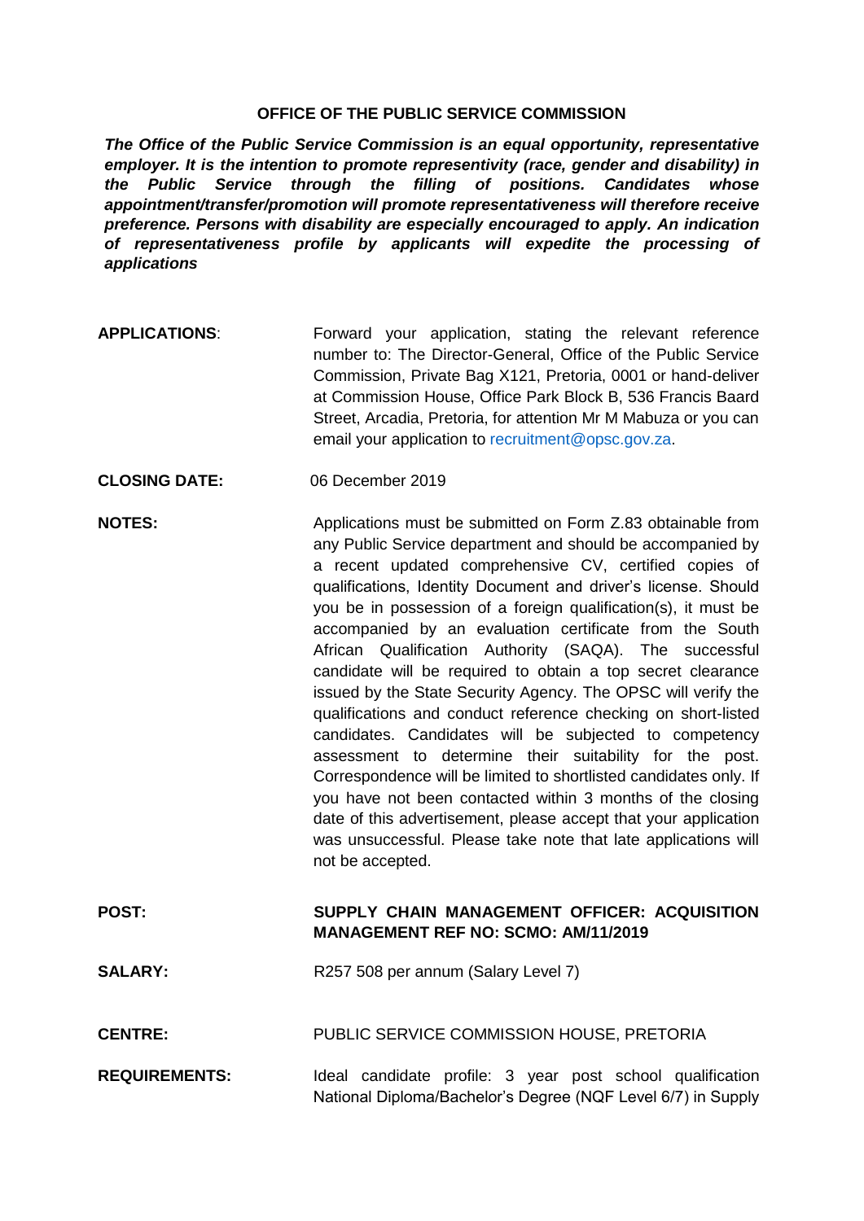# OFFICE OF THE PUBLIC SERVICE COMMISSION

***The Office of the Public Service Commission is an equal opportunity, representative employer. It is the intention to promote representivity (race, gender and disability) in the Public Service through the filling of positions. Candidates whose appointment/transfer/promotion will promote representativeness will therefore receive preference. Persons with disability are especially encouraged to apply. An indication of representativeness profile by applicants will expedite the processing of applications***

**APPLICATIONS**: Forward your application, stating the relevant reference number to: The Director-General, Office of the Public Service Commission, Private Bag X121, Pretoria, 0001 or hand-deliver at Commission House, Office Park Block B, 536 Francis Baard Street, Arcadia, Pretoria, for attention Mr M Mabuza or you can email your application to recruitment@opsc.gov.za.

**CLOSING DATE:** 06 December 2019

**NOTES:** Applications must be submitted on Form Z.83 obtainable from any Public Service department and should be accompanied by a recent updated comprehensive CV, certified copies of qualifications, Identity Document and driver's license. Should you be in possession of a foreign qualification(s), it must be accompanied by an evaluation certificate from the South African Qualification Authority (SAQA). The successful candidate will be required to obtain a top secret clearance issued by the State Security Agency. The OPSC will verify the qualifications and conduct reference checking on short-listed candidates. Candidates will be subjected to competency assessment to determine their suitability for the post. Correspondence will be limited to shortlisted candidates only. If you have not been contacted within 3 months of the closing date of this advertisement, please accept that your application was unsuccessful. Please take note that late applications will not be accepted.

**POST:** **SUPPLY CHAIN MANAGEMENT OFFICER: ACQUISITION MANAGEMENT REF NO: SCMO: AM/11/2019**

**SALARY:** R257 508 per annum (Salary Level 7)

**CENTRE:** PUBLIC SERVICE COMMISSION HOUSE, PRETORIA

**REQUIREMENTS:** Ideal candidate profile: 3 year post school qualification National Diploma/Bachelor's Degree (NQF Level 6/7) in Supply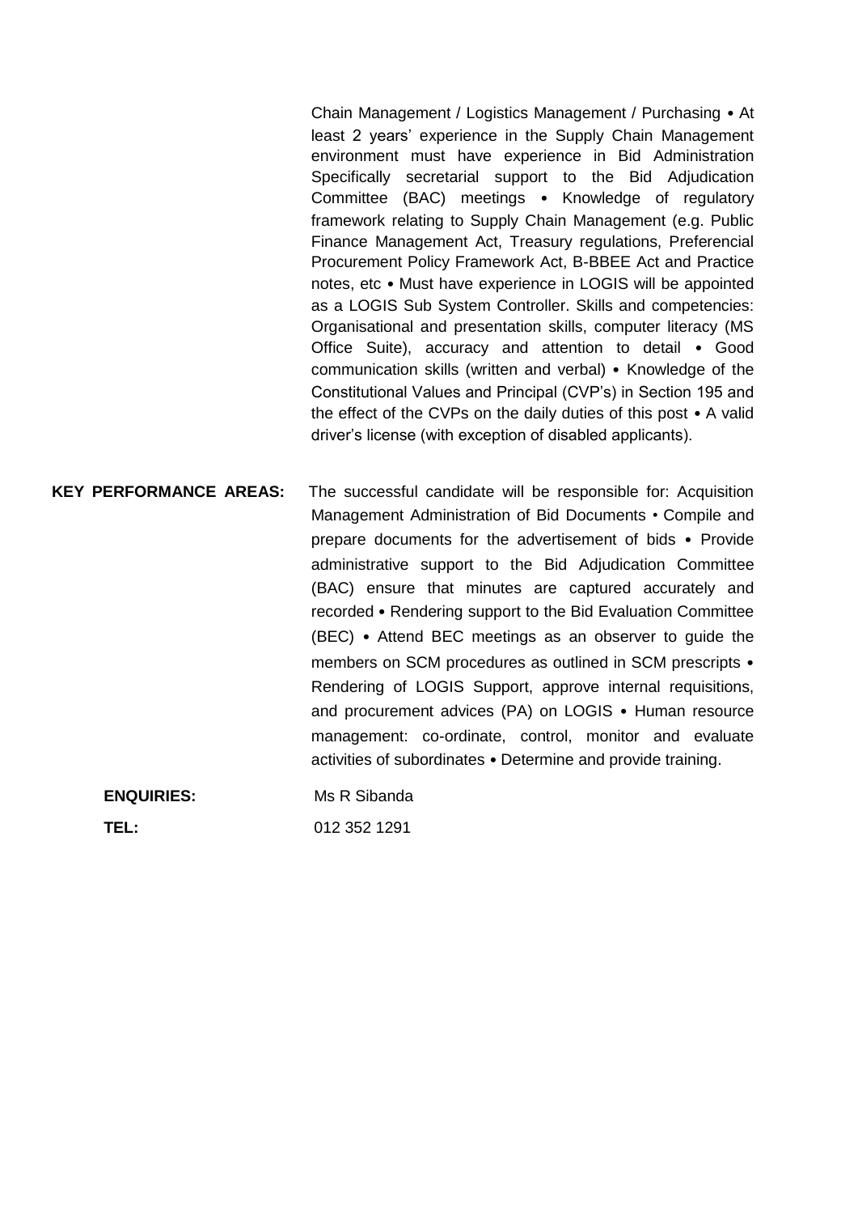Chain Management / Logistics Management / Purchasing • At least 2 years' experience in the Supply Chain Management environment must have experience in Bid Administration Specifically secretarial support to the Bid Adjudication Committee (BAC) meetings • Knowledge of regulatory framework relating to Supply Chain Management (e.g. Public Finance Management Act, Treasury regulations, Preferencial Procurement Policy Framework Act, B-BBEE Act and Practice notes, etc • Must have experience in LOGIS will be appointed as a LOGIS Sub System Controller. Skills and competencies: Organisational and presentation skills, computer literacy (MS Office Suite), accuracy and attention to detail • Good communication skills (written and verbal) • Knowledge of the Constitutional Values and Principal (CVP's) in Section 195 and the effect of the CVPs on the daily duties of this post • A valid driver's license (with exception of disabled applicants).

**KEY PERFORMANCE AREAS:** The successful candidate will be responsible for: Acquisition Management Administration of Bid Documents • Compile and prepare documents for the advertisement of bids • Provide administrative support to the Bid Adjudication Committee (BAC) ensure that minutes are captured accurately and recorded • Rendering support to the Bid Evaluation Committee (BEC) • Attend BEC meetings as an observer to guide the members on SCM procedures as outlined in SCM prescripts • Rendering of LOGIS Support, approve internal requisitions, and procurement advices (PA) on LOGIS • Human resource management: co-ordinate, control, monitor and evaluate activities of subordinates • Determine and provide training.

**ENQUIRIES:** Ms R Sibanda

**TEL:** 012 352 1291